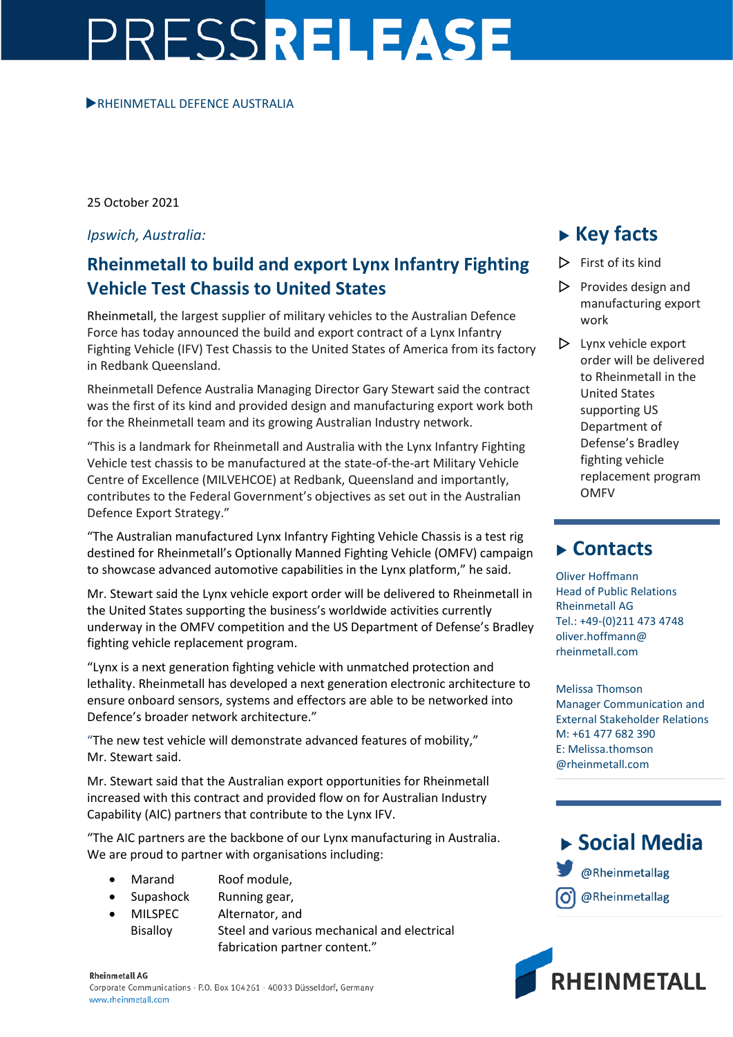# PRESSRELEASE

▶RHEINMETALL DEFENCE AUSTRALIA

25 October 2021

*Ipswich, Australia:*

## Rheinmetall to build and export Lynx Infantry Fighting Vehicle Test Chassis to United States

Rheinmetall, the largest supplier of military vehicles to the Australian Defence Force has today announced the build and export contract of a Lynx Infantry Fighting Vehicle (IFV) Test Chassis to the United States of America from its factory in Redbank Queensland.

Rheinmetall Defence Australia Managing Director Gary Stewart said the contract was the first of its kind and provided design and manufacturing export work both for the Rheinmetall team and its growing Australian Industry network.

"This is a landmark for Rheinmetall and Australia with the Lynx Infantry Fighting Vehicle test chassis to be manufactured at the state-of-the-art Military Vehicle Centre of Excellence (MILVEHCOE) at Redbank, Queensland and importantly, contributes to the Federal Government's objectives as set out in the Australian Defence Export Strategy."

"The Australian manufactured Lynx Infantry Fighting Vehicle Chassis is a test rig destined for Rheinmetall's Optionally Manned Fighting Vehicle (OMFV) campaign to showcase advanced automotive capabilities in the Lynx platform," he said.

Mr. Stewart said the Lynx vehicle export order will be delivered to Rheinmetall in the United States supporting the business's worldwide activities currently underway in the OMFV competition and the US Department of Defense's Bradley fighting vehicle replacement program.

"Lynx is a next generation fighting vehicle with unmatched protection and lethality. Rheinmetall has developed a next generation electronic architecture to ensure onboard sensors, systems and effectors are able to be networked into Defence's broader network architecture."

"The new test vehicle will demonstrate advanced features of mobility," Mr. Stewart said.

Mr. Stewart said that the Australian export opportunities for Rheinmetall increased with this contract and provided flow on for Australian Industry Capability (AIC) partners that contribute to the Lynx IFV.

"The AIC partners are the backbone of our Lynx manufacturing in Australia. We are proud to partner with organisations including:

- Marand — Roof module,
- Supashock — Running gear,
- MILSPEC — Alternator, and
- Bisalloy — Steel and various mechanical and electrical fabrication partner content."

## ▶ Key facts

- First of its kind
- Provides design and manufacturing export work
- Lynx vehicle export order will be delivered to Rheinmetall in the United States supporting US Department of Defense's Bradley fighting vehicle replacement program OMFV

## ▶ Contacts

Oliver Hoffmann
Head of Public Relations
Rheinmetall AG
Tel.: +49-(0)211 473 4748
oliver.hoffmann@rheinmetall.com

Melissa Thomson
Manager Communication and External Stakeholder Relations
M: +61 477 682 390
E: Melissa.thomson@rheinmetall.com

## ▶ Social Media

@Rheinmetallag
@Rheinmetallag

RHEINMETALL

**Rheinmetall AG**
Corporate Communications · P.O. Box 104261 · 40033 Düsseldorf, Germany
www.rheinmetall.com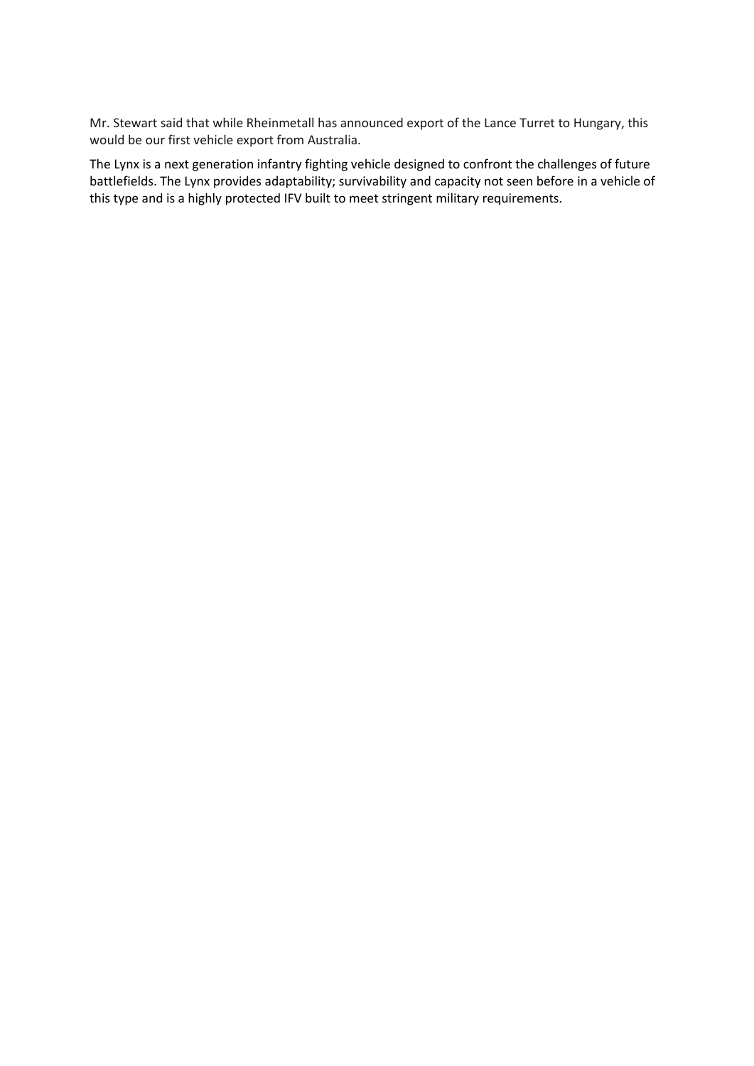Mr. Stewart said that while Rheinmetall has announced export of the Lance Turret to Hungary, this would be our first vehicle export from Australia.

The Lynx is a next generation infantry fighting vehicle designed to confront the challenges of future battlefields. The Lynx provides adaptability; survivability and capacity not seen before in a vehicle of this type and is a highly protected IFV built to meet stringent military requirements.